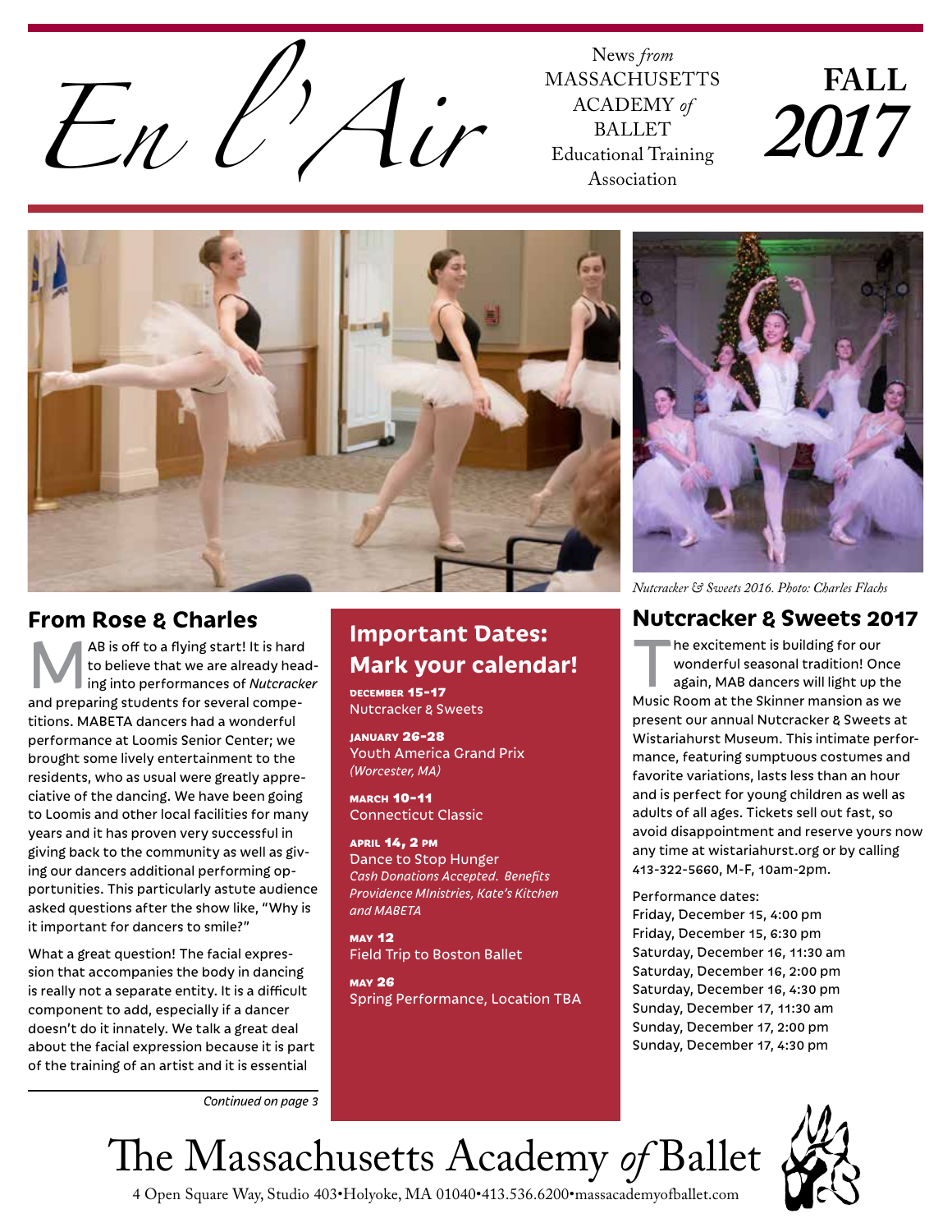# En l'Air

News *from* MASSACHUSETTS ACADEMY *of* BALLET Educational Training Association

**FALL 2017**

*Nutcracker & Sweets 2016. Photo: Charles Flachs*

## From Rose & Charles

MAB is off to a flying start! It is hard to believe that we are already heading into performances of *Nutcracker* and preparing students for several competitions. MABETA dancers had a wonderful performance at Loomis Senior Center; we brought some lively entertainment to the residents, who as usual were greatly appreciative of the dancing. We have been going to Loomis and other local facilities for many years and it has proven very successful in giving back to the community as well as giving our dancers additional performing opportunities. This particularly astute audience asked questions after the show like, "Why is it important for dancers to smile?"

What a great question! The facial expression that accompanies the body in dancing is really not a separate entity. It is a difficult component to add, especially if a dancer doesn't do it innately. We talk a great deal about the facial expression because it is part of the training of an artist and it is essential

*Continued on page 3*

## Important Dates: Mark your calendar!

**DECEMBER 15-17**
Nutcracker & Sweets

**JANUARY 26-28**
Youth America Grand Prix
*(Worcester, MA)*

**MARCH 10-11**
Connecticut Classic

**APRIL 14, 2 PM**
Dance to Stop Hunger
*Cash Donations Accepted. Benefits Providence MInistries, Kate's Kitchen and MABETA*

**MAY 12**
Field Trip to Boston Ballet

**MAY 26**
Spring Performance, Location TBA

## Nutcracker & Sweets 2017

The excitement is building for our wonderful seasonal tradition! Once again, MAB dancers will light up the Music Room at the Skinner mansion as we present our annual Nutcracker & Sweets at Wistariahurst Museum. This intimate performance, featuring sumptuous costumes and favorite variations, lasts less than an hour and is perfect for young children as well as adults of all ages. Tickets sell out fast, so avoid disappointment and reserve yours now any time at wistariahurst.org or by calling 413-322-5660, M-F, 10am-2pm.

Performance dates:
Friday, December 15, 4:00 pm
Friday, December 15, 6:30 pm
Saturday, December 16, 11:30 am
Saturday, December 16, 2:00 pm
Saturday, December 16, 4:30 pm
Sunday, December 17, 11:30 am
Sunday, December 17, 2:00 pm
Sunday, December 17, 4:30 pm

The Massachusetts Academy *of* Ballet
4 Open Square Way, Studio 403•Holyoke, MA 01040•413.536.6200•massacademyofballet.com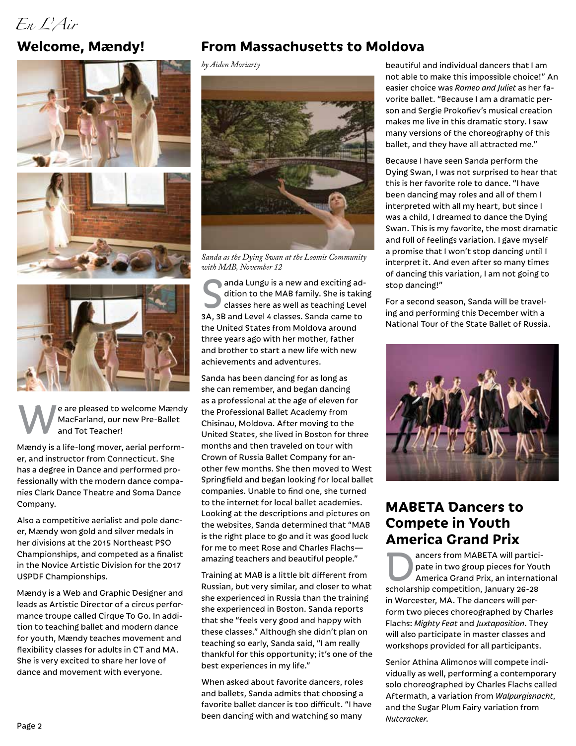## Welcome, Mændy!

We are pleased to welcome Mændy MacFarland, our new Pre-Ballet and Tot Teacher!

Mændy is a life-long mover, aerial performer, and instructor from Connecticut. She has a degree in Dance and performed professionally with the modern dance companies Clark Dance Theatre and Soma Dance Company.

Also a competitive aerialist and pole dancer, Mændy won gold and silver medals in her divisions at the 2015 Northeast PSO Championships, and competed as a finalist in the Novice Artistic Division for the 2017 USPDF Championships.

Mændy is a Web and Graphic Designer and leads as Artistic Director of a circus performance troupe called Cirque To Go. In addition to teaching ballet and modern dance for youth, Mændy teaches movement and flexibility classes for adults in CT and MA. She is very excited to share her love of dance and movement with everyone.

## From Massachusetts to Moldova

*by Aiden Moriarty*

*Sanda as the Dying Swan at the Loomis Community with MAB, November 12*

Sanda Lungu is a new and exciting addition to the MAB family. She is taking classes here as well as teaching Level 3A, 3B and Level 4 classes. Sanda came to the United States from Moldova around three years ago with her mother, father and brother to start a new life with new achievements and adventures.

Sanda has been dancing for as long as she can remember, and began dancing as a professional at the age of eleven for the Professional Ballet Academy from Chisinau, Moldova. After moving to the United States, she lived in Boston for three months and then traveled on tour with Crown of Russia Ballet Company for another few months. She then moved to West Springfield and began looking for local ballet companies. Unable to find one, she turned to the internet for local ballet academies. Looking at the descriptions and pictures on the websites, Sanda determined that "MAB is the right place to go and it was good luck for me to meet Rose and Charles Flachs—amazing teachers and beautiful people."

Training at MAB is a little bit different from Russian, but very similar, and closer to what she experienced in Russia than the training she experienced in Boston. Sanda reports that she "feels very good and happy with these classes." Although she didn't plan on teaching so early, Sanda said, "I am really thankful for this opportunity; it's one of the best experiences in my life."

When asked about favorite dancers, roles and ballets, Sanda admits that choosing a favorite ballet dancer is too difficult. "I have been dancing with and watching so many beautiful and individual dancers that I am not able to make this impossible choice!" An easier choice was *Romeo and Juliet* as her favorite ballet. "Because I am a dramatic person and Sergie Prokofiev's musical creation makes me live in this dramatic story. I saw many versions of the choreography of this ballet, and they have all attracted me."

Because I have seen Sanda perform the Dying Swan, I was not surprised to hear that this is her favorite role to dance. "I have been dancing may roles and all of them I interpreted with all my heart, but since I was a child, I dreamed to dance the Dying Swan. This is my favorite, the most dramatic and full of feelings variation. I gave myself a promise that I won't stop dancing until I interpret it. And even after so many times of dancing this variation, I am not going to stop dancing!"

For a second season, Sanda will be traveling and performing this December with a National Tour of the State Ballet of Russia.

## MABETA Dancers to Compete in Youth America Grand Prix

Dancers from MABETA will participate in two group pieces for Youth America Grand Prix, an international scholarship competition, January 26-28 in Worcester, MA. The dancers will perform two pieces choreographed by Charles Flachs: *Mighty Feat* and *Juxtaposition*. They will also participate in master classes and workshops provided for all participants.

Senior Athina Alimonos will compete individually as well, performing a contemporary solo choreographed by Charles Flachs called Aftermath, a variation from *Walpurgisnacht*, and the Sugar Plum Fairy variation from *Nutcracker*.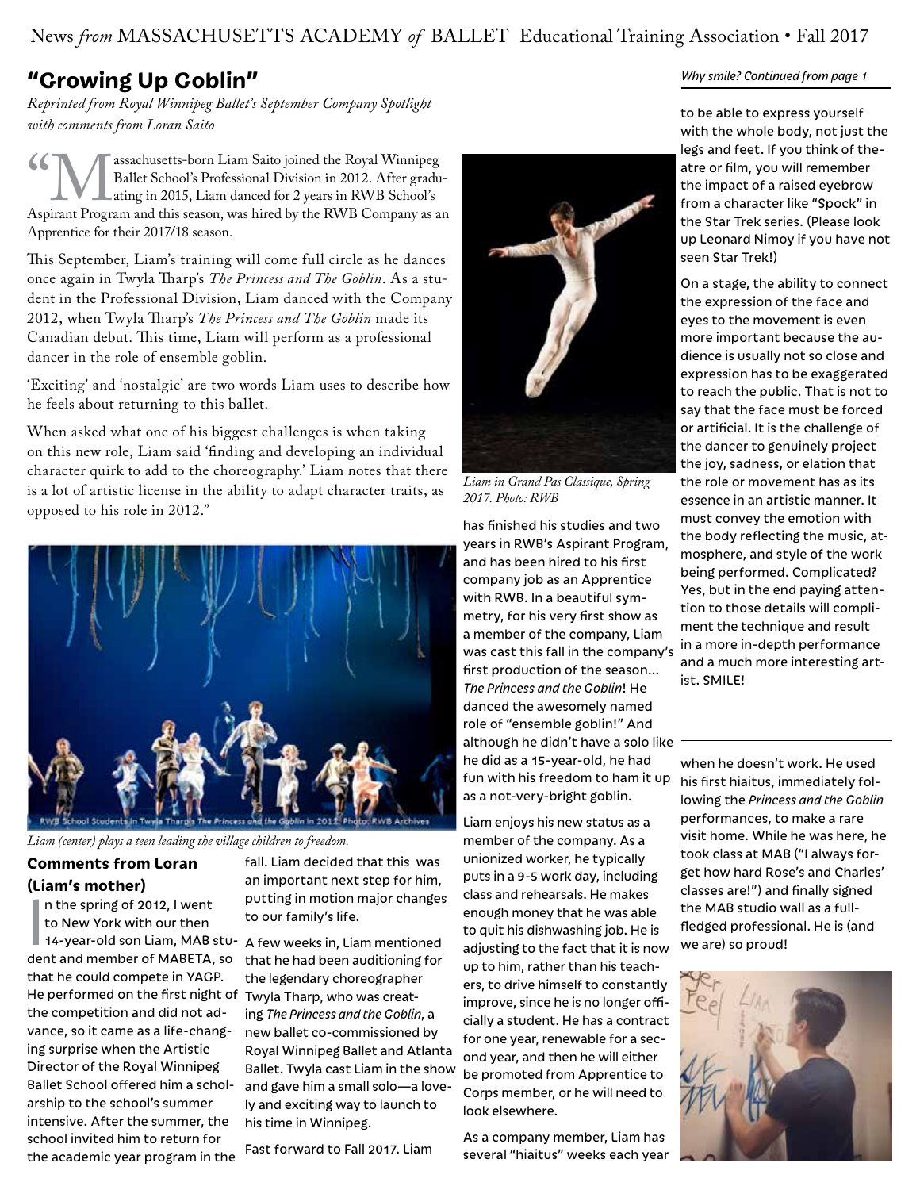## "Growing Up Goblin"

*Reprinted from Royal Winnipeg Ballet's September Company Spotlight with comments from Loran Saito*

"Massachusetts-born Liam Saito joined the Royal Winnipeg Ballet School's Professional Division in 2012. After graduating in 2015, Liam danced for 2 years in RWB School's Aspirant Program and this season, was hired by the RWB Company as an Apprentice for their 2017/18 season.

This September, Liam's training will come full circle as he dances once again in Twyla Tharp's *The Princess and The Goblin*. As a student in the Professional Division, Liam danced with the Company 2012, when Twyla Tharp's *The Princess and The Goblin* made its Canadian debut. This time, Liam will perform as a professional dancer in the role of ensemble goblin.

'Exciting' and 'nostalgic' are two words Liam uses to describe how he feels about returning to this ballet.

When asked what one of his biggest challenges is when taking on this new role, Liam said 'finding and developing an individual character quirk to add to the choreography.' Liam notes that there is a lot of artistic license in the ability to adapt character traits, as opposed to his role in 2012."

RWB School Students in Twyla Tharp's The Princess and the Goblin in 2012. Photo: RWB Archives

*Liam (center) plays a teen leading the village children to freedom.*

*Liam in Grand Pas Classique, Spring 2017. Photo: RWB*

### Comments from Loran (Liam's mother)

In the spring of 2012, I went to New York with our then 14-year-old son Liam, MAB student and member of MABETA, so that he could compete in YAGP. He performed on the first night of the competition and did not advance, so it came as a life-changing surprise when the Artistic Director of the Royal Winnipeg Ballet School offered him a scholarship to the school's summer intensive. After the summer, the school invited him to return for the academic year program in the fall. Liam decided that this was an important next step for him, putting in motion major changes to our family's life.

A few weeks in, Liam mentioned that he had been auditioning for the legendary choreographer Twyla Tharp, who was creating *The Princess and the Goblin*, a new ballet co-commissioned by Royal Winnipeg Ballet and Atlanta Ballet. Twyla cast Liam in the show and gave him a small solo—a lovely and exciting way to launch to his time in Winnipeg.

Fast forward to Fall 2017. Liam has finished his studies and two years in RWB's Aspirant Program, and has been hired to his first company job as an Apprentice with RWB. In a beautiful symmetry, for his very first show as a member of the company, Liam was cast this fall in the company's first production of the season... *The Princess and the Goblin*! He danced the awesomely named role of "ensemble goblin!" And although he didn't have a solo like he did as a 15-year-old, he had fun with his freedom to ham it up as a not-very-bright goblin.

Liam enjoys his new status as a member of the company. As a unionized worker, he typically puts in a 9-5 work day, including class and rehearsals. He makes enough money that he was able to quit his dishwashing job. He is adjusting to the fact that it is now up to him, rather than his teachers, to drive himself to constantly improve, since he is no longer officially a student. He has a contract for one year, renewable for a second year, and then he will either be promoted from Apprentice to Corps member, or he will need to look elsewhere.

As a company member, Liam has several "hiaitus" weeks each year when he doesn't work. He used his first hiaitus, immediately following the *Princess and the Goblin* performances, to make a rare visit home. While he was here, he took class at MAB ("I always forget how hard Rose's and Charles' classes are!") and finally signed the MAB studio wall as a full-fledged professional. He is (and we are) so proud!

---

*Why smile? Continued from page 1*

to be able to express yourself with the whole body, not just the legs and feet. If you think of theatre or film, you will remember the impact of a raised eyebrow from a character like "Spock" in the Star Trek series. (Please look up Leonard Nimoy if you have not seen Star Trek!)

On a stage, the ability to connect the expression of the face and eyes to the movement is even more important because the audience is usually not so close and expression has to be exaggerated to reach the public. That is not to say that the face must be forced or artificial. It is the challenge of the dancer to genuinely project the joy, sadness, or elation that the role or movement has as its essence in an artistic manner. It must convey the emotion with the body reflecting the music, atmosphere, and style of the work being performed. Complicated? Yes, but in the end paying attention to those details will compliment the technique and result in a more in-depth performance and a much more interesting artist. SMILE!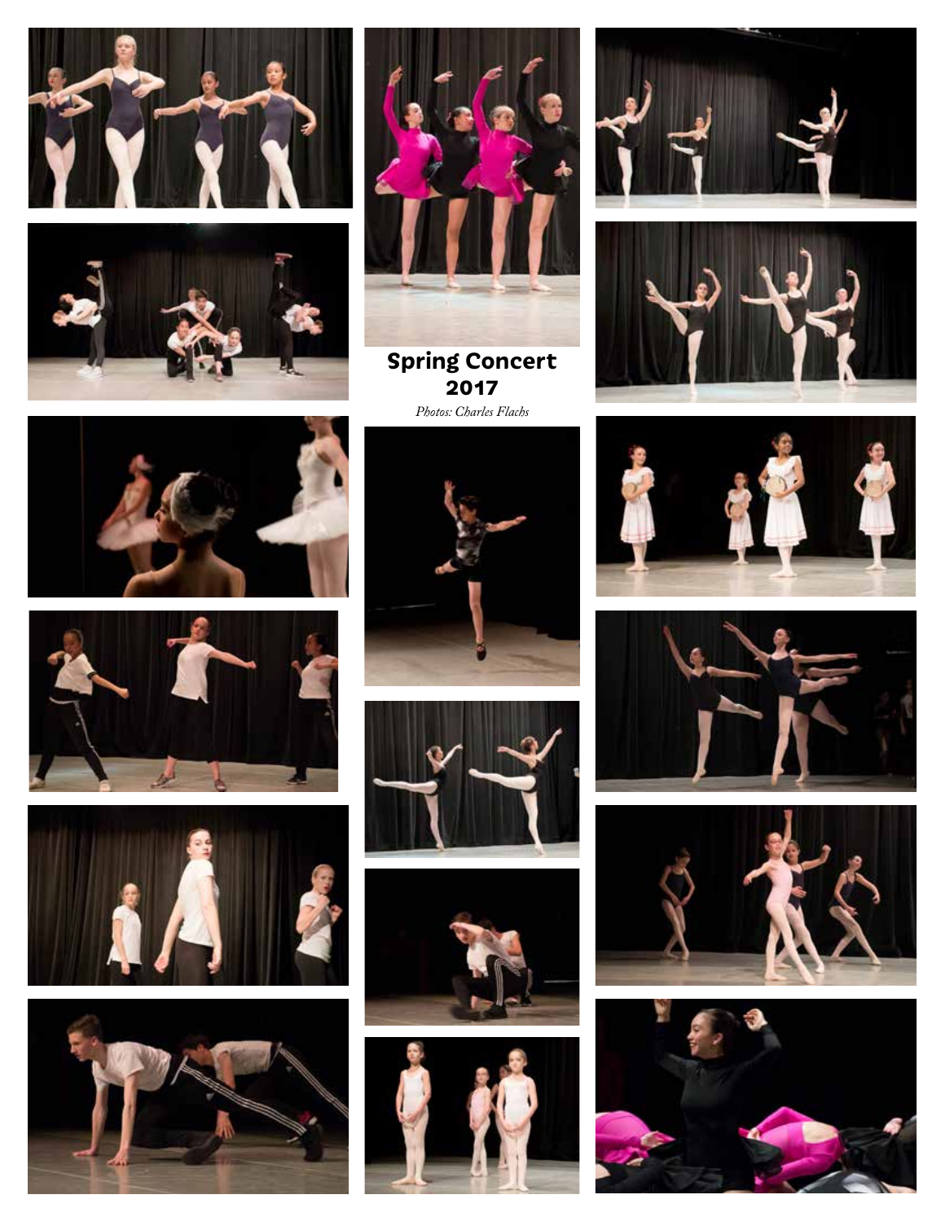## Spring Concert 2017

*Photos: Charles Flachs*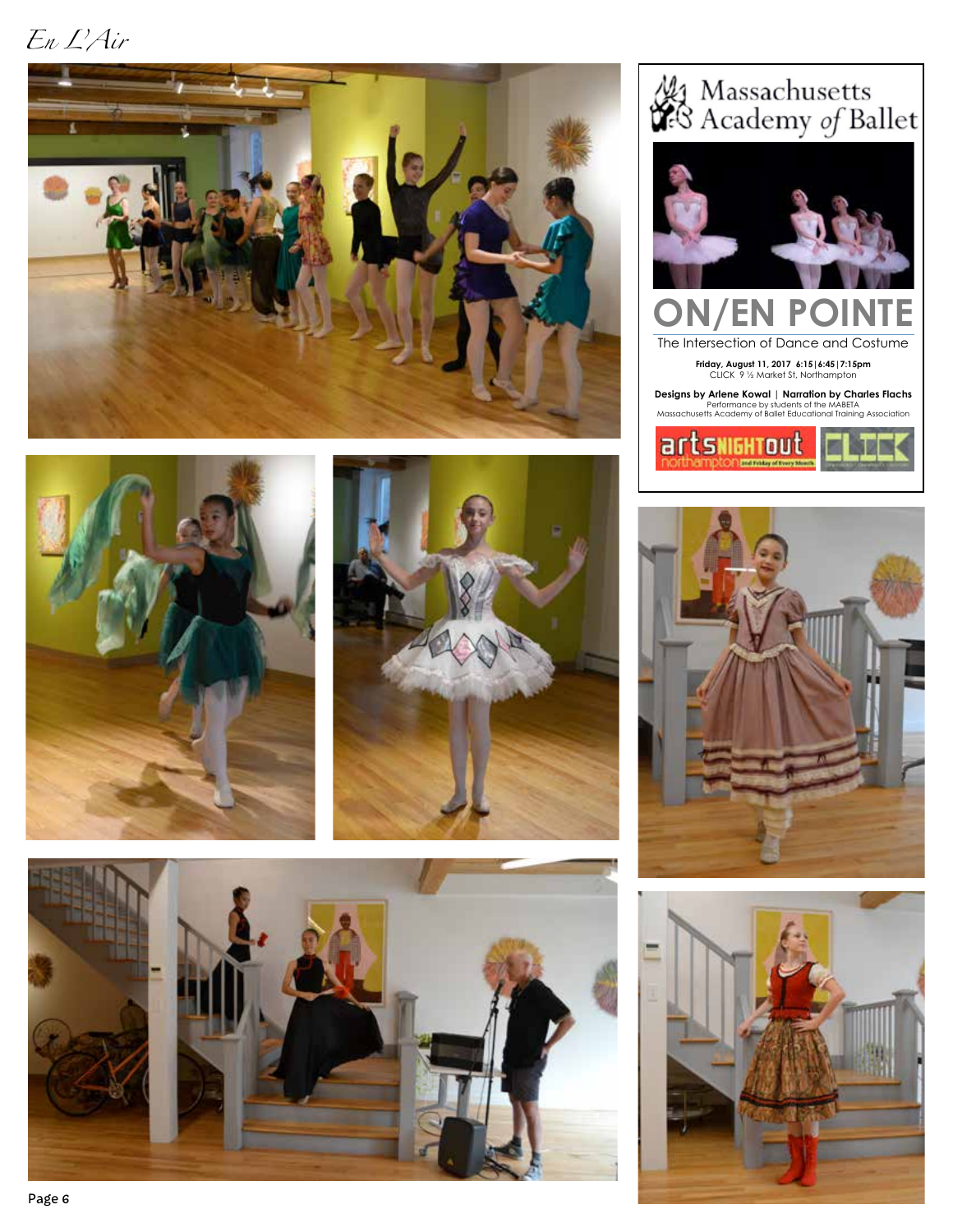Massachusetts Academy of Ballet

# ON/EN POINTE

The Intersection of Dance and Costume

**Friday, August 11, 2017 6:15|6:45|7:15pm**
CLICK 9 ½ Market St, Northampton

**Designs by Arlene Kowal | Narration by Charles Flachs**
Performance by students of the MABETA
Massachusetts Academy of Ballet Educational Training Association

artsNIGHTout northampton 2nd Friday of Every Month

CLICK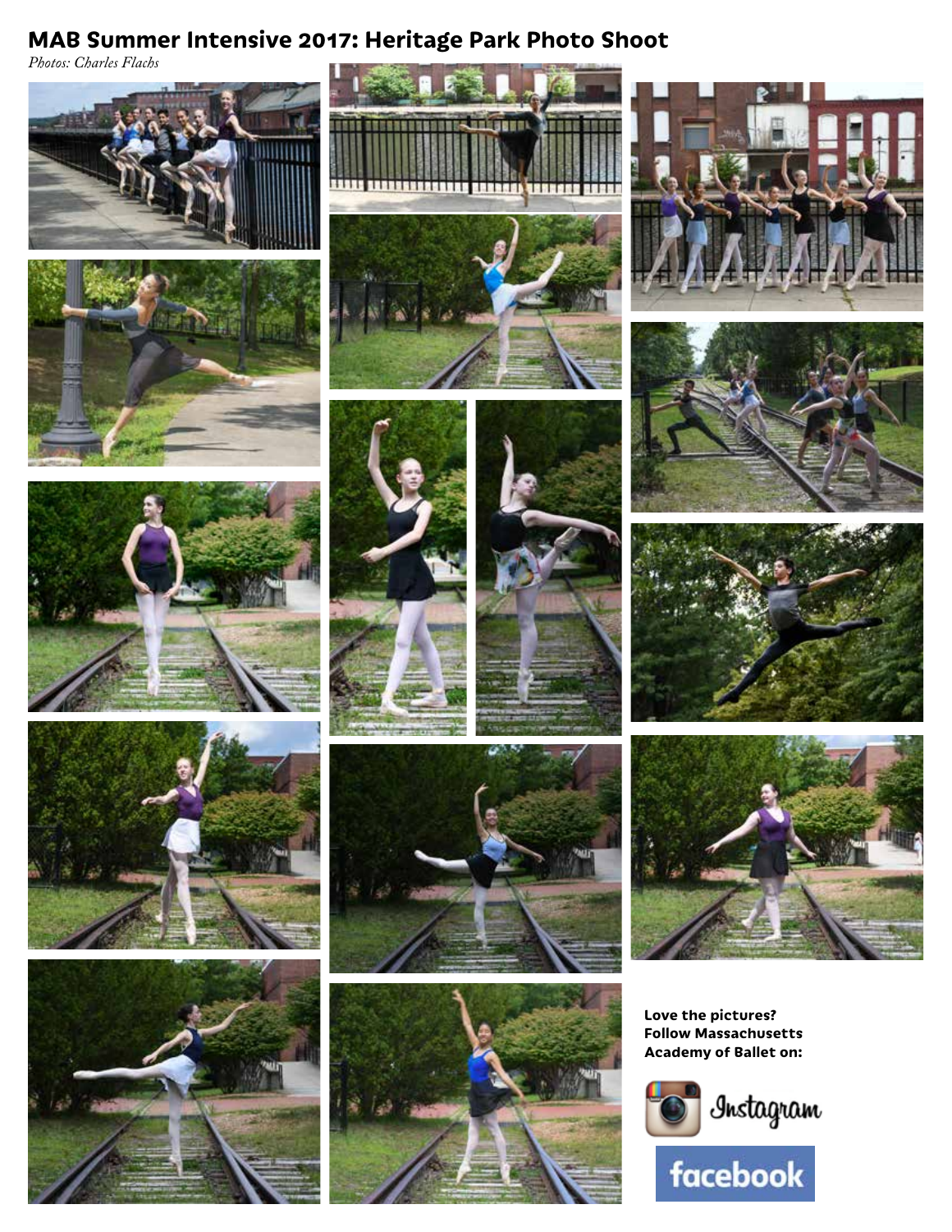# MAB Summer Intensive 2017: Heritage Park Photo Shoot

*Photos: Charles Flachs*

**Love the pictures? Follow Massachusetts Academy of Ballet on:**

Instagram

facebook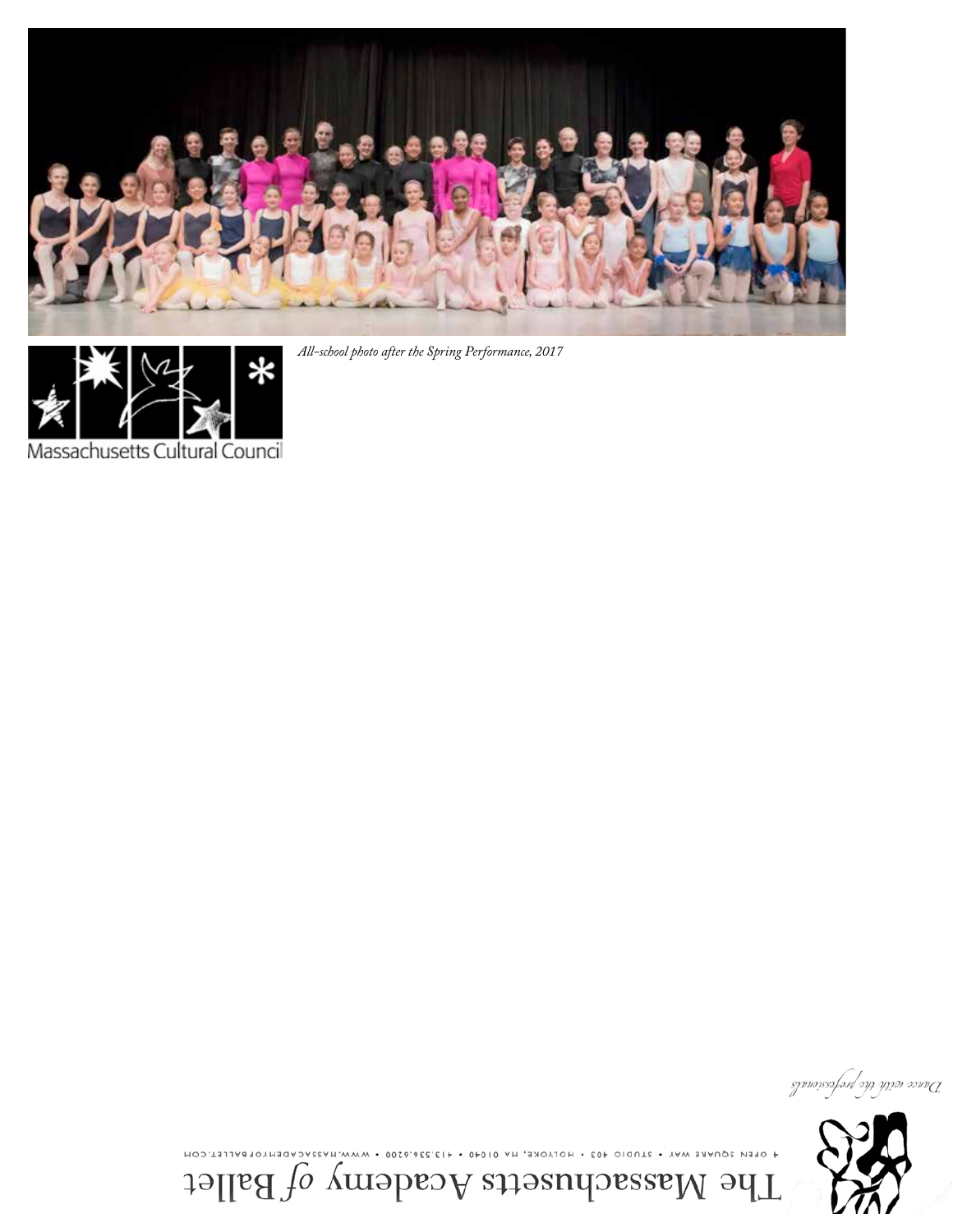*All-school photo after the Spring Performance, 2017*

Massachusetts Cultural Council

The Massachusetts Academy *of* Ballet

4 OPEN SQUARE WAY • STUDIO 403 • HOLYOKE, MA 01040 • 413.536.6200 • WWW.MASSACADEMYOFBALLET.COM

*Dance with the professionals*